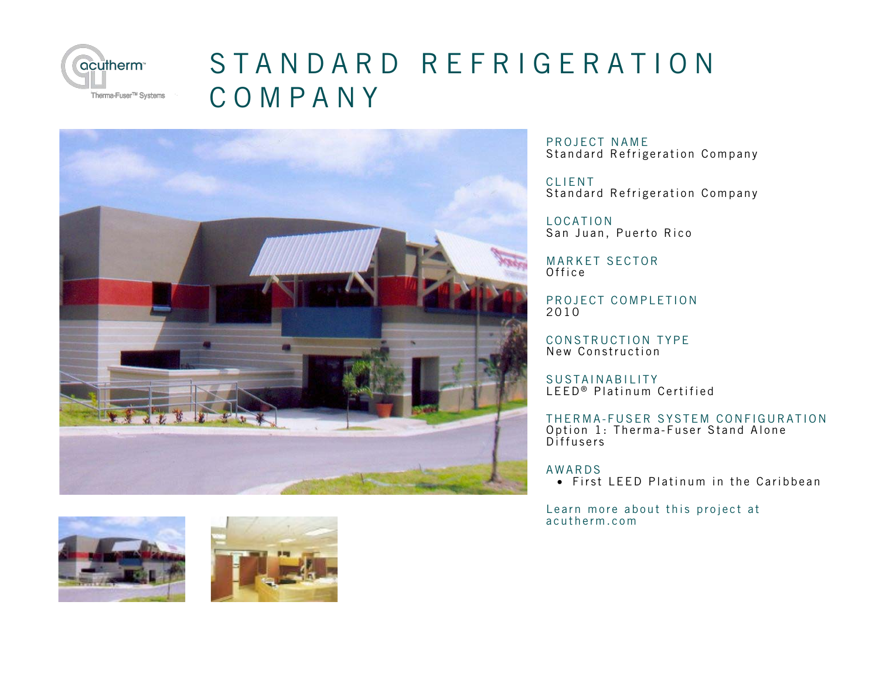# STANDARD REFRIGERATION COMPANY

**PROJECT NAME**
Standard Refrigeration Company

**CLIENT**
Standard Refrigeration Company

**LOCATION**
San Juan, Puerto Rico

**MARKET SECTOR**
Office

**PROJECT COMPLETION**
2010

**CONSTRUCTION TYPE**
New Construction

**SUSTAINABILITY**
LEED® Platinum Certified

**THERMA-FUSER SYSTEM CONFIGURATION**
Option 1: Therma-Fuser Stand Alone Diffusers

**AWARDS**
- First LEED Platinum in the Caribbean

Learn more about this project at acutherm.com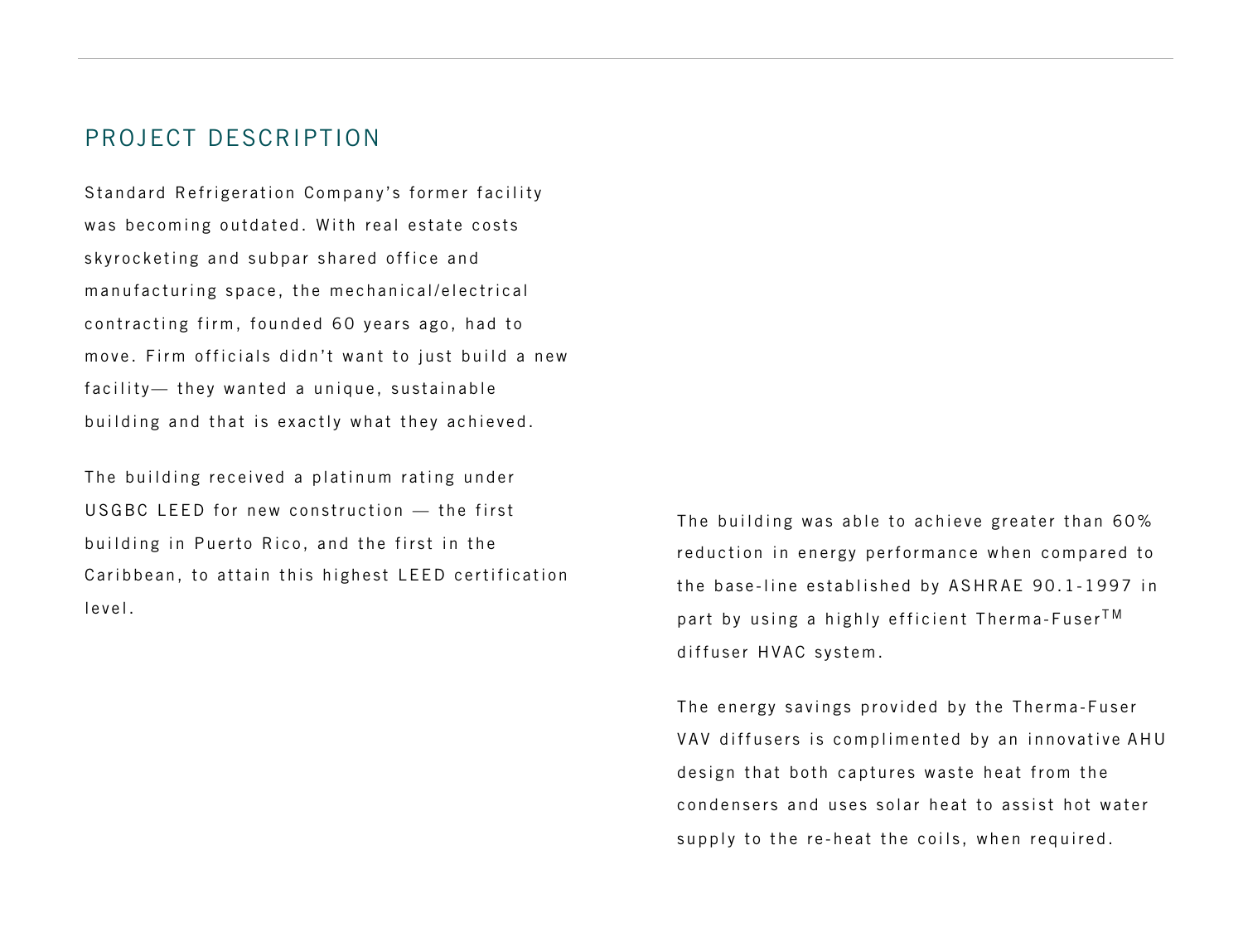## PROJECT DESCRIPTION

Standard Refrigeration Company's former facility was becoming outdated. With real estate costs skyrocketing and subpar shared office and manufacturing space, the mechanical/electrical contracting firm, founded 60 years ago, had to move. Firm officials didn't want to just build a new facility— they wanted a unique, sustainable building and that is exactly what they achieved.

The building received a platinum rating under USGBC LEED for new construction — the first building in Puerto Rico, and the first in the Caribbean, to attain this highest LEED certification level.

The building was able to achieve greater than 60% reduction in energy performance when compared to the base-line established by ASHRAE 90.1-1997 in part by using a highly efficient Therma-Fuser™ diffuser HVAC system.

The energy savings provided by the Therma-Fuser VAV diffusers is complimented by an innovative AHU design that both captures waste heat from the condensers and uses solar heat to assist hot water supply to the re-heat the coils, when required.